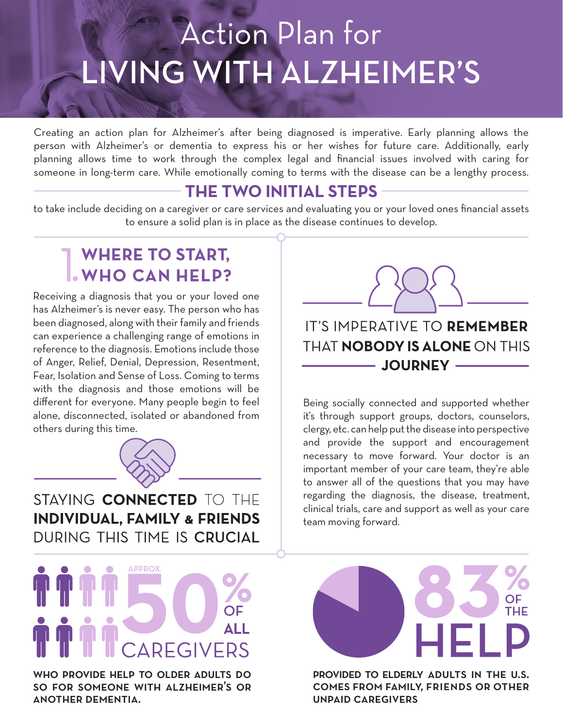# Action Plan for LIVING WITH ALZHEIMER'S

Creating an action plan for Alzheimer's after being diagnosed is imperative. Early planning allows the person with Alzheimer's or dementia to express his or her wishes for future care. Additionally, early planning allows time to work through the complex legal and financial issues involved with caring for someone in long-term care. While emotionally coming to terms with the disease can be a lengthy process.

## THE TWO INITIAL STEPS

to take include deciding on a caregiver or care services and evaluating you or your loved ones financial assets to ensure a solid plan is in place as the disease continues to develop.

## 1. WHERE TO START, WHO CAN HELP?

Receiving a diagnosis that you or your loved one has Alzheimer's is never easy. The person who has been diagnosed, along with their family and friends can experience a challenging range of emotions in reference to the diagnosis. Emotions include those of Anger, Relief, Denial, Depression, Resentment, Fear, Isolation and Sense of Loss. Coming to terms with the diagnosis and those emotions will be different for everyone. Many people begin to feel alone, disconnected, isolated or abandoned from others during this time.

STAYING **CONNECTED** TO THE **INDIVIDUAL, FAMILY & FRIENDS** DURING THIS TIME IS **CRUCIAL**

IT'S IMPERATIVE TO **REMEMBER** THAT **NOBODY IS ALONE** ON THIS **JOURNEY**

Being socially connected and supported whether it's through support groups, doctors, counselors, clergy, etc. can help put the disease into perspective and provide the support and encouragement necessary to move forward. Your doctor is an important member of your care team, they're able to answer all of the questions that you may have regarding the diagnosis, the disease, treatment, clinical trials, care and support as well as your care team moving forward.

APPROX. **50%** OF ALL CAREGIVERS

**WHO PROVIDE HELP TO OLDER ADULTS DO SO FOR SOMEONE WITH ALZHEIMER'S OR ANOTHER DEMENTIA.**

**83%** OF THE HELP

**PROVIDED TO ELDERLY ADULTS IN THE U.S. COMES FROM FAMILY, FRIENDS OR OTHER UNPAID CAREGIVERS**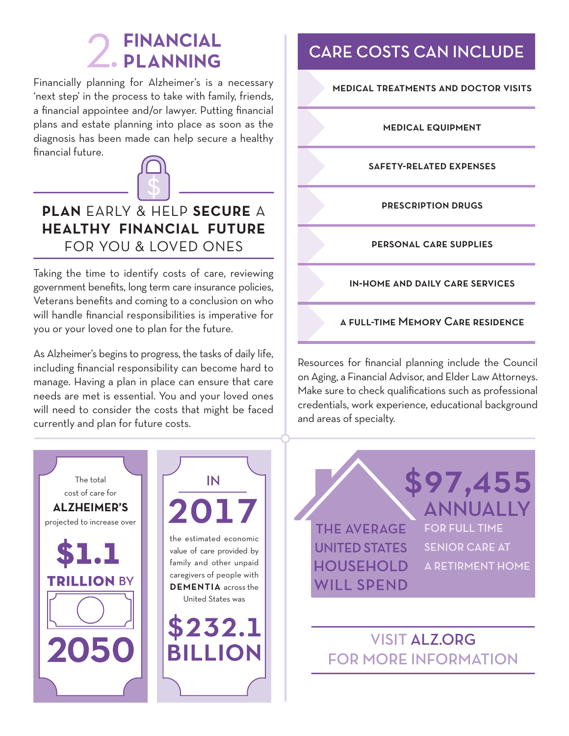# 2. FINANCIAL PLANNING

Financially planning for Alzheimer's is a necessary 'next step' in the process to take with family, friends, a financial appointee and/or lawyer. Putting financial plans and estate planning into place as soon as the diagnosis has been made can help secure a healthy financial future.

## PLAN EARLY & HELP SECURE A HEALTHY FINANCIAL FUTURE FOR YOU & LOVED ONES

Taking the time to identify costs of care, reviewing government benefits, long term care insurance policies, Veterans benefits and coming to a conclusion on who will handle financial responsibilities is imperative for you or your loved one to plan for the future.

As Alzheimer's begins to progress, the tasks of daily life, including financial responsibility can become hard to manage. Having a plan in place can ensure that care needs are met is essential. You and your loved ones will need to consider the costs that might be faced currently and plan for future costs.

## CARE COSTS CAN INCLUDE

- MEDICAL TREATMENTS AND DOCTOR VISITS
- MEDICAL EQUIPMENT
- SAFETY-RELATED EXPENSES
- PRESCRIPTION DRUGS
- PERSONAL CARE SUPPLIES
- IN-HOME AND DAILY CARE SERVICES
- A FULL-TIME MEMORY CARE RESIDENCE

Resources for financial planning include the Council on Aging, a Financial Advisor, and Elder Law Attorneys. Make sure to check qualifications such as professional credentials, work experience, educational background and areas of specialty.

The total cost of care for **ALZHEIMER'S** projected to increase over **$1.1 TRILLION** BY **2050**

IN **2017** the estimated economic value of care provided by family and other unpaid caregivers of people with **DEMENTIA** across the United States was **$232.1 BILLION**

THE AVERAGE UNITED STATES HOUSEHOLD WILL SPEND **$97,455 ANNUALLY** FOR FULL TIME SENIOR CARE AT A RETIRMENT HOME

VISIT ALZ.ORG FOR MORE INFORMATION